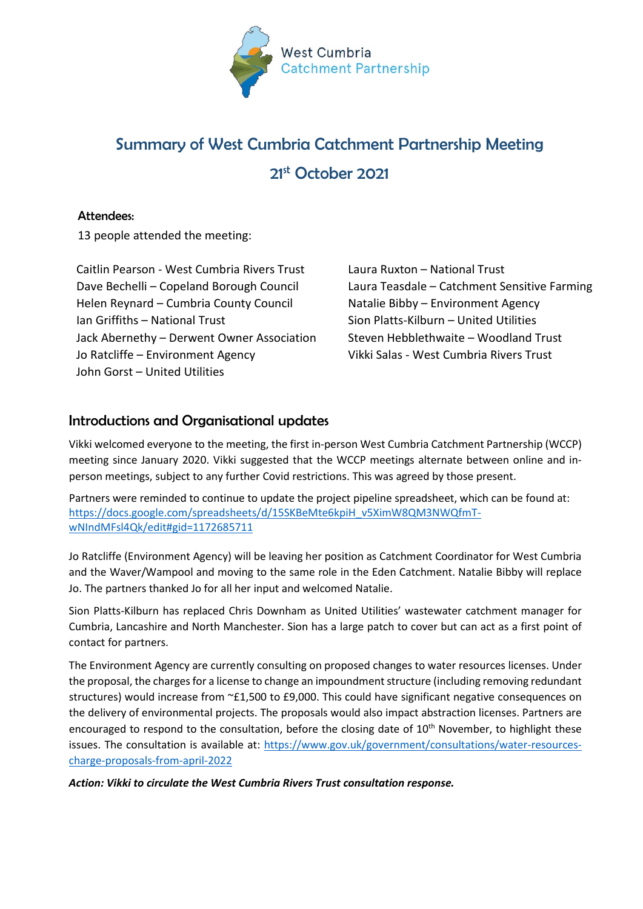West Cumbria
Catchment Partnership

# Summary of West Cumbria Catchment Partnership Meeting

# 21st October 2021

**Attendees:**

13 people attended the meeting:

Caitlin Pearson - West Cumbria Rivers Trust
Dave Bechelli – Copeland Borough Council
Helen Reynard – Cumbria County Council
Ian Griffiths – National Trust
Jack Abernethy – Derwent Owner Association
Jo Ratcliffe – Environment Agency
John Gorst – United Utilities
Laura Ruxton – National Trust
Laura Teasdale – Catchment Sensitive Farming
Natalie Bibby – Environment Agency
Sion Platts-Kilburn – United Utilities
Steven Hebblethwaite – Woodland Trust
Vikki Salas - West Cumbria Rivers Trust

## Introductions and Organisational updates

Vikki welcomed everyone to the meeting, the first in-person West Cumbria Catchment Partnership (WCCP) meeting since January 2020. Vikki suggested that the WCCP meetings alternate between online and in-person meetings, subject to any further Covid restrictions. This was agreed by those present.

Partners were reminded to continue to update the project pipeline spreadsheet, which can be found at: https://docs.google.com/spreadsheets/d/15SKBeMte6kpiH_v5XimW8QM3NWQfmT-wNIndMFsl4Qk/edit#gid=1172685711

Jo Ratcliffe (Environment Agency) will be leaving her position as Catchment Coordinator for West Cumbria and the Waver/Wampool and moving to the same role in the Eden Catchment. Natalie Bibby will replace Jo. The partners thanked Jo for all her input and welcomed Natalie.

Sion Platts-Kilburn has replaced Chris Downham as United Utilities' wastewater catchment manager for Cumbria, Lancashire and North Manchester. Sion has a large patch to cover but can act as a first point of contact for partners.

The Environment Agency are currently consulting on proposed changes to water resources licenses. Under the proposal, the charges for a license to change an impoundment structure (including removing redundant structures) would increase from ~£1,500 to £9,000. This could have significant negative consequences on the delivery of environmental projects. The proposals would also impact abstraction licenses. Partners are encouraged to respond to the consultation, before the closing date of 10th November, to highlight these issues. The consultation is available at: https://www.gov.uk/government/consultations/water-resources-charge-proposals-from-april-2022

***Action: Vikki to circulate the West Cumbria Rivers Trust consultation response.***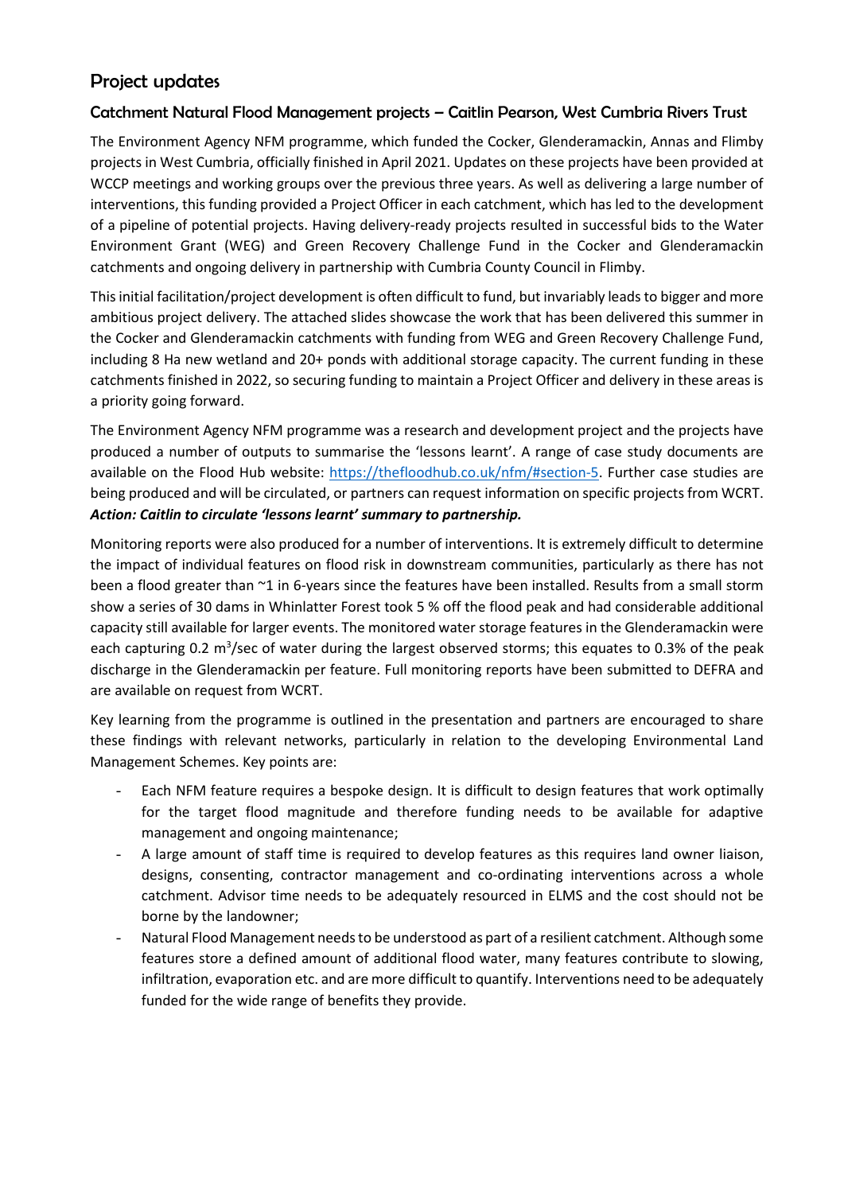## Project updates

### Catchment Natural Flood Management projects – Caitlin Pearson, West Cumbria Rivers Trust

The Environment Agency NFM programme, which funded the Cocker, Glenderamackin, Annas and Flimby projects in West Cumbria, officially finished in April 2021. Updates on these projects have been provided at WCCP meetings and working groups over the previous three years. As well as delivering a large number of interventions, this funding provided a Project Officer in each catchment, which has led to the development of a pipeline of potential projects. Having delivery-ready projects resulted in successful bids to the Water Environment Grant (WEG) and Green Recovery Challenge Fund in the Cocker and Glenderamackin catchments and ongoing delivery in partnership with Cumbria County Council in Flimby.

This initial facilitation/project development is often difficult to fund, but invariably leads to bigger and more ambitious project delivery. The attached slides showcase the work that has been delivered this summer in the Cocker and Glenderamackin catchments with funding from WEG and Green Recovery Challenge Fund, including 8 Ha new wetland and 20+ ponds with additional storage capacity. The current funding in these catchments finished in 2022, so securing funding to maintain a Project Officer and delivery in these areas is a priority going forward.

The Environment Agency NFM programme was a research and development project and the projects have produced a number of outputs to summarise the 'lessons learnt'. A range of case study documents are available on the Flood Hub website: https://thefloodhub.co.uk/nfm/#section-5. Further case studies are being produced and will be circulated, or partners can request information on specific projects from WCRT. ***Action: Caitlin to circulate 'lessons learnt' summary to partnership.***

Monitoring reports were also produced for a number of interventions. It is extremely difficult to determine the impact of individual features on flood risk in downstream communities, particularly as there has not been a flood greater than ~1 in 6-years since the features have been installed. Results from a small storm show a series of 30 dams in Whinlatter Forest took 5 % off the flood peak and had considerable additional capacity still available for larger events. The monitored water storage features in the Glenderamackin were each capturing 0.2 $m^3$/sec of water during the largest observed storms; this equates to 0.3% of the peak discharge in the Glenderamackin per feature. Full monitoring reports have been submitted to DEFRA and are available on request from WCRT.

Key learning from the programme is outlined in the presentation and partners are encouraged to share these findings with relevant networks, particularly in relation to the developing Environmental Land Management Schemes. Key points are:

- Each NFM feature requires a bespoke design. It is difficult to design features that work optimally for the target flood magnitude and therefore funding needs to be available for adaptive management and ongoing maintenance;
- A large amount of staff time is required to develop features as this requires land owner liaison, designs, consenting, contractor management and co-ordinating interventions across a whole catchment. Advisor time needs to be adequately resourced in ELMS and the cost should not be borne by the landowner;
- Natural Flood Management needs to be understood as part of a resilient catchment. Although some features store a defined amount of additional flood water, many features contribute to slowing, infiltration, evaporation etc. and are more difficult to quantify. Interventions need to be adequately funded for the wide range of benefits they provide.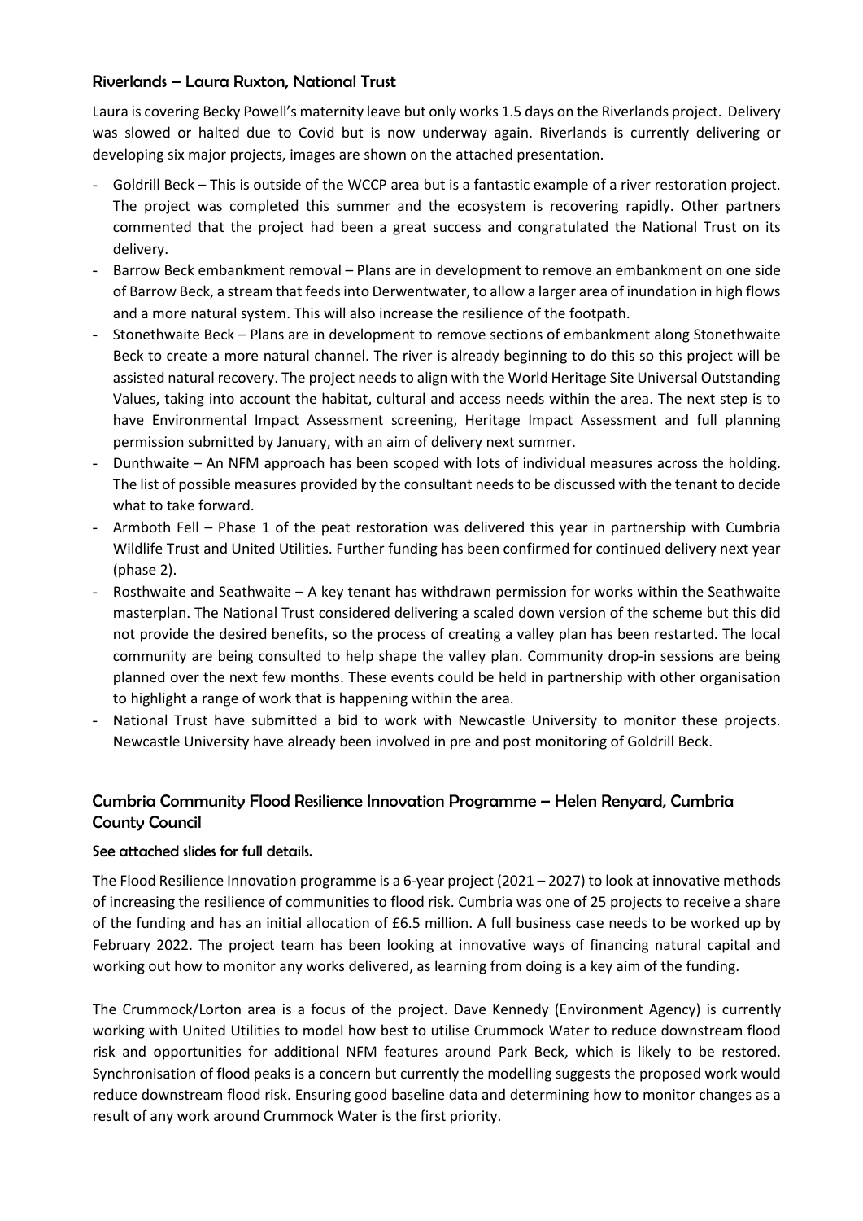## Riverlands – Laura Ruxton, National Trust

Laura is covering Becky Powell's maternity leave but only works 1.5 days on the Riverlands project. Delivery was slowed or halted due to Covid but is now underway again. Riverlands is currently delivering or developing six major projects, images are shown on the attached presentation.

- Goldrill Beck – This is outside of the WCCP area but is a fantastic example of a river restoration project. The project was completed this summer and the ecosystem is recovering rapidly. Other partners commented that the project had been a great success and congratulated the National Trust on its delivery.
- Barrow Beck embankment removal – Plans are in development to remove an embankment on one side of Barrow Beck, a stream that feeds into Derwentwater, to allow a larger area of inundation in high flows and a more natural system. This will also increase the resilience of the footpath.
- Stonethwaite Beck – Plans are in development to remove sections of embankment along Stonethwaite Beck to create a more natural channel. The river is already beginning to do this so this project will be assisted natural recovery. The project needs to align with the World Heritage Site Universal Outstanding Values, taking into account the habitat, cultural and access needs within the area. The next step is to have Environmental Impact Assessment screening, Heritage Impact Assessment and full planning permission submitted by January, with an aim of delivery next summer.
- Dunthwaite – An NFM approach has been scoped with lots of individual measures across the holding. The list of possible measures provided by the consultant needs to be discussed with the tenant to decide what to take forward.
- Armboth Fell – Phase 1 of the peat restoration was delivered this year in partnership with Cumbria Wildlife Trust and United Utilities. Further funding has been confirmed for continued delivery next year (phase 2).
- Rosthwaite and Seathwaite – A key tenant has withdrawn permission for works within the Seathwaite masterplan. The National Trust considered delivering a scaled down version of the scheme but this did not provide the desired benefits, so the process of creating a valley plan has been restarted. The local community are being consulted to help shape the valley plan. Community drop-in sessions are being planned over the next few months. These events could be held in partnership with other organisation to highlight a range of work that is happening within the area.
- National Trust have submitted a bid to work with Newcastle University to monitor these projects. Newcastle University have already been involved in pre and post monitoring of Goldrill Beck.

## Cumbria Community Flood Resilience Innovation Programme – Helen Renyard, Cumbria County Council

**See attached slides for full details.**

The Flood Resilience Innovation programme is a 6-year project (2021 – 2027) to look at innovative methods of increasing the resilience of communities to flood risk. Cumbria was one of 25 projects to receive a share of the funding and has an initial allocation of £6.5 million. A full business case needs to be worked up by February 2022. The project team has been looking at innovative ways of financing natural capital and working out how to monitor any works delivered, as learning from doing is a key aim of the funding.

The Crummock/Lorton area is a focus of the project. Dave Kennedy (Environment Agency) is currently working with United Utilities to model how best to utilise Crummock Water to reduce downstream flood risk and opportunities for additional NFM features around Park Beck, which is likely to be restored. Synchronisation of flood peaks is a concern but currently the modelling suggests the proposed work would reduce downstream flood risk. Ensuring good baseline data and determining how to monitor changes as a result of any work around Crummock Water is the first priority.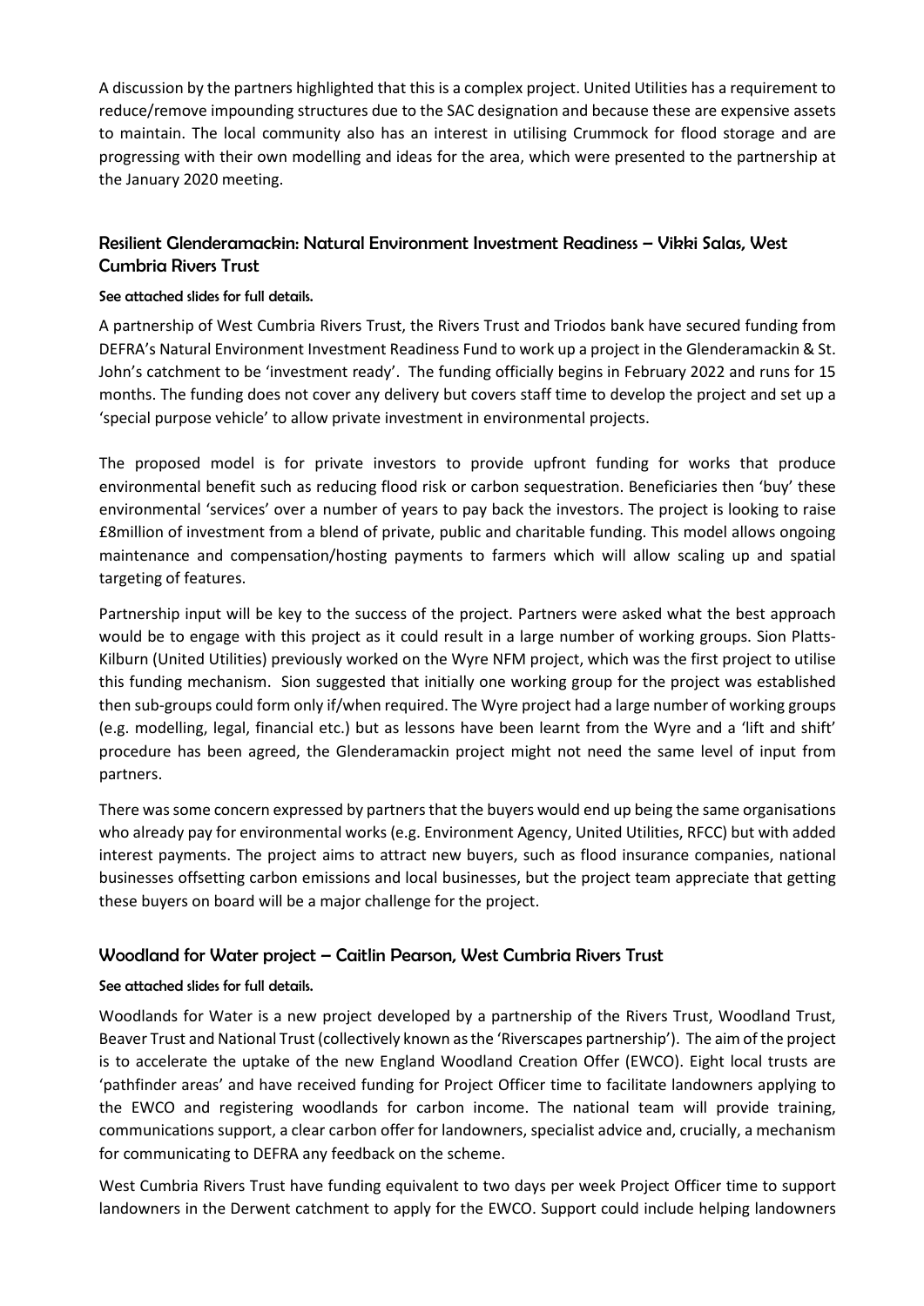A discussion by the partners highlighted that this is a complex project. United Utilities has a requirement to reduce/remove impounding structures due to the SAC designation and because these are expensive assets to maintain. The local community also has an interest in utilising Crummock for flood storage and are progressing with their own modelling and ideas for the area, which were presented to the partnership at the January 2020 meeting.

## Resilient Glenderamackin: Natural Environment Investment Readiness – Vikki Salas, West Cumbria Rivers Trust

**See attached slides for full details.**

A partnership of West Cumbria Rivers Trust, the Rivers Trust and Triodos bank have secured funding from DEFRA's Natural Environment Investment Readiness Fund to work up a project in the Glenderamackin & St. John's catchment to be 'investment ready'. The funding officially begins in February 2022 and runs for 15 months. The funding does not cover any delivery but covers staff time to develop the project and set up a 'special purpose vehicle' to allow private investment in environmental projects.

The proposed model is for private investors to provide upfront funding for works that produce environmental benefit such as reducing flood risk or carbon sequestration. Beneficiaries then 'buy' these environmental 'services' over a number of years to pay back the investors. The project is looking to raise £8million of investment from a blend of private, public and charitable funding. This model allows ongoing maintenance and compensation/hosting payments to farmers which will allow scaling up and spatial targeting of features.

Partnership input will be key to the success of the project. Partners were asked what the best approach would be to engage with this project as it could result in a large number of working groups. Sion Platts-Kilburn (United Utilities) previously worked on the Wyre NFM project, which was the first project to utilise this funding mechanism. Sion suggested that initially one working group for the project was established then sub-groups could form only if/when required. The Wyre project had a large number of working groups (e.g. modelling, legal, financial etc.) but as lessons have been learnt from the Wyre and a 'lift and shift' procedure has been agreed, the Glenderamackin project might not need the same level of input from partners.

There was some concern expressed by partners that the buyers would end up being the same organisations who already pay for environmental works (e.g. Environment Agency, United Utilities, RFCC) but with added interest payments. The project aims to attract new buyers, such as flood insurance companies, national businesses offsetting carbon emissions and local businesses, but the project team appreciate that getting these buyers on board will be a major challenge for the project.

## Woodland for Water project – Caitlin Pearson, West Cumbria Rivers Trust

**See attached slides for full details.**

Woodlands for Water is a new project developed by a partnership of the Rivers Trust, Woodland Trust, Beaver Trust and National Trust (collectively known as the 'Riverscapes partnership'). The aim of the project is to accelerate the uptake of the new England Woodland Creation Offer (EWCO). Eight local trusts are 'pathfinder areas' and have received funding for Project Officer time to facilitate landowners applying to the EWCO and registering woodlands for carbon income. The national team will provide training, communications support, a clear carbon offer for landowners, specialist advice and, crucially, a mechanism for communicating to DEFRA any feedback on the scheme.

West Cumbria Rivers Trust have funding equivalent to two days per week Project Officer time to support landowners in the Derwent catchment to apply for the EWCO. Support could include helping landowners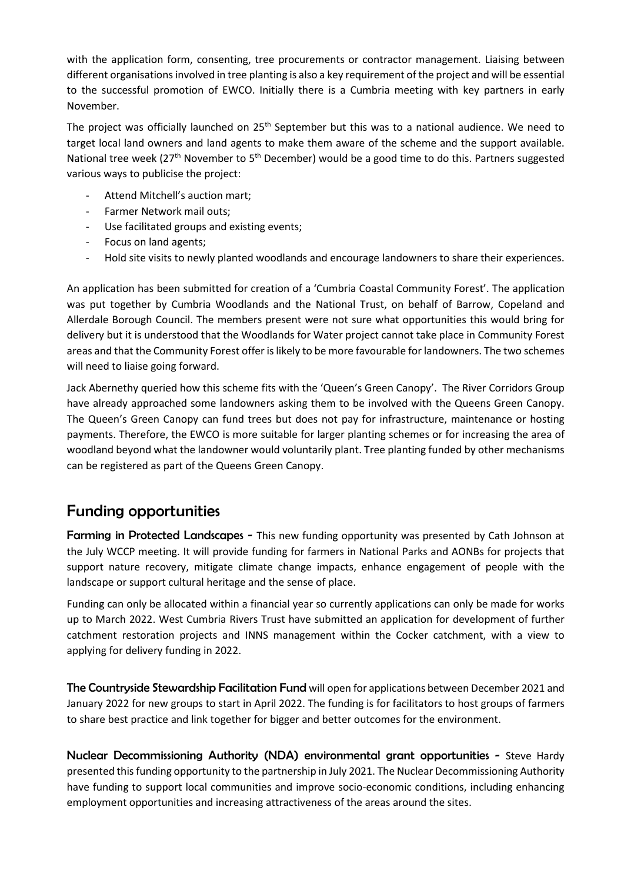with the application form, consenting, tree procurements or contractor management. Liaising between different organisations involved in tree planting is also a key requirement of the project and will be essential to the successful promotion of EWCO. Initially there is a Cumbria meeting with key partners in early November.

The project was officially launched on 25th September but this was to a national audience. We need to target local land owners and land agents to make them aware of the scheme and the support available. National tree week (27th November to 5th December) would be a good time to do this. Partners suggested various ways to publicise the project:

- Attend Mitchell's auction mart;
- Farmer Network mail outs;
- Use facilitated groups and existing events;
- Focus on land agents;
- Hold site visits to newly planted woodlands and encourage landowners to share their experiences.

An application has been submitted for creation of a 'Cumbria Coastal Community Forest'. The application was put together by Cumbria Woodlands and the National Trust, on behalf of Barrow, Copeland and Allerdale Borough Council. The members present were not sure what opportunities this would bring for delivery but it is understood that the Woodlands for Water project cannot take place in Community Forest areas and that the Community Forest offer is likely to be more favourable for landowners. The two schemes will need to liaise going forward.

Jack Abernethy queried how this scheme fits with the 'Queen's Green Canopy'. The River Corridors Group have already approached some landowners asking them to be involved with the Queens Green Canopy. The Queen's Green Canopy can fund trees but does not pay for infrastructure, maintenance or hosting payments. Therefore, the EWCO is more suitable for larger planting schemes or for increasing the area of woodland beyond what the landowner would voluntarily plant. Tree planting funded by other mechanisms can be registered as part of the Queens Green Canopy.

## Funding opportunities

**Farming in Protected Landscapes -** This new funding opportunity was presented by Cath Johnson at the July WCCP meeting. It will provide funding for farmers in National Parks and AONBs for projects that support nature recovery, mitigate climate change impacts, enhance engagement of people with the landscape or support cultural heritage and the sense of place.

Funding can only be allocated within a financial year so currently applications can only be made for works up to March 2022. West Cumbria Rivers Trust have submitted an application for development of further catchment restoration projects and INNS management within the Cocker catchment, with a view to applying for delivery funding in 2022.

**The Countryside Stewardship Facilitation Fund** will open for applications between December 2021 and January 2022 for new groups to start in April 2022. The funding is for facilitators to host groups of farmers to share best practice and link together for bigger and better outcomes for the environment.

**Nuclear Decommissioning Authority (NDA) environmental grant opportunities -** Steve Hardy presented this funding opportunity to the partnership in July 2021. The Nuclear Decommissioning Authority have funding to support local communities and improve socio-economic conditions, including enhancing employment opportunities and increasing attractiveness of the areas around the sites.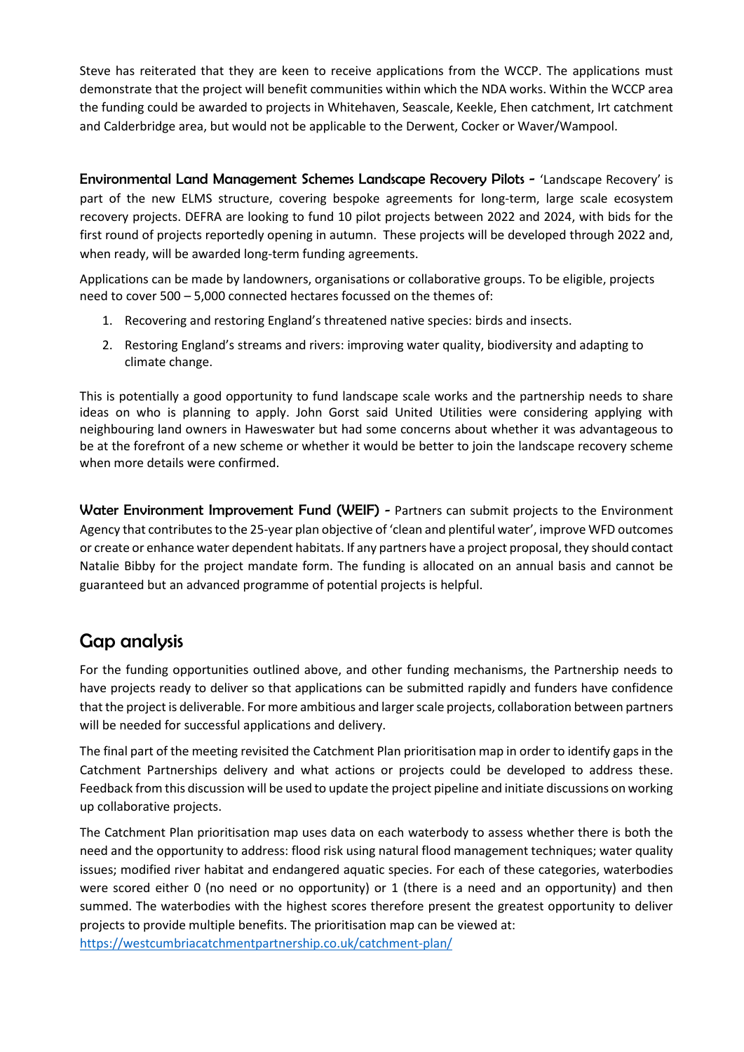Steve has reiterated that they are keen to receive applications from the WCCP. The applications must demonstrate that the project will benefit communities within which the NDA works. Within the WCCP area the funding could be awarded to projects in Whitehaven, Seascale, Keekle, Ehen catchment, Irt catchment and Calderbridge area, but would not be applicable to the Derwent, Cocker or Waver/Wampool.

**Environmental Land Management Schemes Landscape Recovery Pilots -** 'Landscape Recovery' is part of the new ELMS structure, covering bespoke agreements for long-term, large scale ecosystem recovery projects. DEFRA are looking to fund 10 pilot projects between 2022 and 2024, with bids for the first round of projects reportedly opening in autumn. These projects will be developed through 2022 and, when ready, will be awarded long-term funding agreements.

Applications can be made by landowners, organisations or collaborative groups. To be eligible, projects need to cover 500 – 5,000 connected hectares focussed on the themes of:

1. Recovering and restoring England's threatened native species: birds and insects.
2. Restoring England's streams and rivers: improving water quality, biodiversity and adapting to climate change.

This is potentially a good opportunity to fund landscape scale works and the partnership needs to share ideas on who is planning to apply. John Gorst said United Utilities were considering applying with neighbouring land owners in Haweswater but had some concerns about whether it was advantageous to be at the forefront of a new scheme or whether it would be better to join the landscape recovery scheme when more details were confirmed.

**Water Environment Improvement Fund (WEIF) -** Partners can submit projects to the Environment Agency that contributes to the 25-year plan objective of 'clean and plentiful water', improve WFD outcomes or create or enhance water dependent habitats. If any partners have a project proposal, they should contact Natalie Bibby for the project mandate form. The funding is allocated on an annual basis and cannot be guaranteed but an advanced programme of potential projects is helpful.

## Gap analysis

For the funding opportunities outlined above, and other funding mechanisms, the Partnership needs to have projects ready to deliver so that applications can be submitted rapidly and funders have confidence that the project is deliverable. For more ambitious and larger scale projects, collaboration between partners will be needed for successful applications and delivery.

The final part of the meeting revisited the Catchment Plan prioritisation map in order to identify gaps in the Catchment Partnerships delivery and what actions or projects could be developed to address these. Feedback from this discussion will be used to update the project pipeline and initiate discussions on working up collaborative projects.

The Catchment Plan prioritisation map uses data on each waterbody to assess whether there is both the need and the opportunity to address: flood risk using natural flood management techniques; water quality issues; modified river habitat and endangered aquatic species. For each of these categories, waterbodies were scored either 0 (no need or no opportunity) or 1 (there is a need and an opportunity) and then summed. The waterbodies with the highest scores therefore present the greatest opportunity to deliver projects to provide multiple benefits. The prioritisation map can be viewed at: https://westcumbriacatchmentpartnership.co.uk/catchment-plan/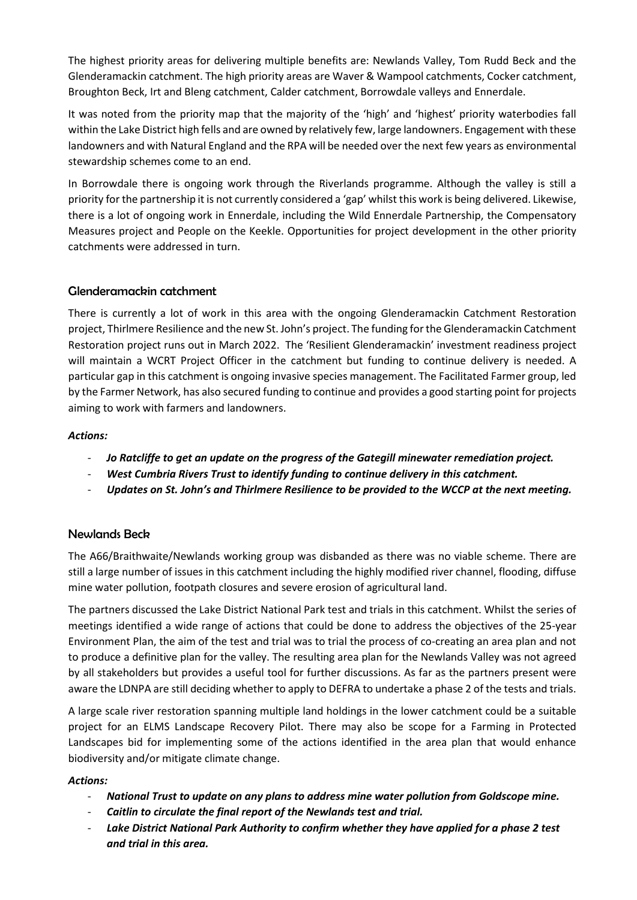The highest priority areas for delivering multiple benefits are: Newlands Valley, Tom Rudd Beck and the Glenderamackin catchment. The high priority areas are Waver & Wampool catchments, Cocker catchment, Broughton Beck, Irt and Bleng catchment, Calder catchment, Borrowdale valleys and Ennerdale.

It was noted from the priority map that the majority of the 'high' and 'highest' priority waterbodies fall within the Lake District high fells and are owned by relatively few, large landowners. Engagement with these landowners and with Natural England and the RPA will be needed over the next few years as environmental stewardship schemes come to an end.

In Borrowdale there is ongoing work through the Riverlands programme. Although the valley is still a priority for the partnership it is not currently considered a 'gap' whilst this work is being delivered. Likewise, there is a lot of ongoing work in Ennerdale, including the Wild Ennerdale Partnership, the Compensatory Measures project and People on the Keekle. Opportunities for project development in the other priority catchments were addressed in turn.

## Glenderamackin catchment

There is currently a lot of work in this area with the ongoing Glenderamackin Catchment Restoration project, Thirlmere Resilience and the new St. John's project. The funding for the Glenderamackin Catchment Restoration project runs out in March 2022. The 'Resilient Glenderamackin' investment readiness project will maintain a WCRT Project Officer in the catchment but funding to continue delivery is needed. A particular gap in this catchment is ongoing invasive species management. The Facilitated Farmer group, led by the Farmer Network, has also secured funding to continue and provides a good starting point for projects aiming to work with farmers and landowners.

***Actions:***

- ***Jo Ratcliffe to get an update on the progress of the Gategill minewater remediation project.***
- ***West Cumbria Rivers Trust to identify funding to continue delivery in this catchment.***
- ***Updates on St. John's and Thirlmere Resilience to be provided to the WCCP at the next meeting.***

## Newlands Beck

The A66/Braithwaite/Newlands working group was disbanded as there was no viable scheme. There are still a large number of issues in this catchment including the highly modified river channel, flooding, diffuse mine water pollution, footpath closures and severe erosion of agricultural land.

The partners discussed the Lake District National Park test and trials in this catchment. Whilst the series of meetings identified a wide range of actions that could be done to address the objectives of the 25-year Environment Plan, the aim of the test and trial was to trial the process of co-creating an area plan and not to produce a definitive plan for the valley. The resulting area plan for the Newlands Valley was not agreed by all stakeholders but provides a useful tool for further discussions. As far as the partners present were aware the LDNPA are still deciding whether to apply to DEFRA to undertake a phase 2 of the tests and trials.

A large scale river restoration spanning multiple land holdings in the lower catchment could be a suitable project for an ELMS Landscape Recovery Pilot. There may also be scope for a Farming in Protected Landscapes bid for implementing some of the actions identified in the area plan that would enhance biodiversity and/or mitigate climate change.

***Actions:***

- ***National Trust to update on any plans to address mine water pollution from Goldscope mine.***
- ***Caitlin to circulate the final report of the Newlands test and trial.***
- ***Lake District National Park Authority to confirm whether they have applied for a phase 2 test and trial in this area.***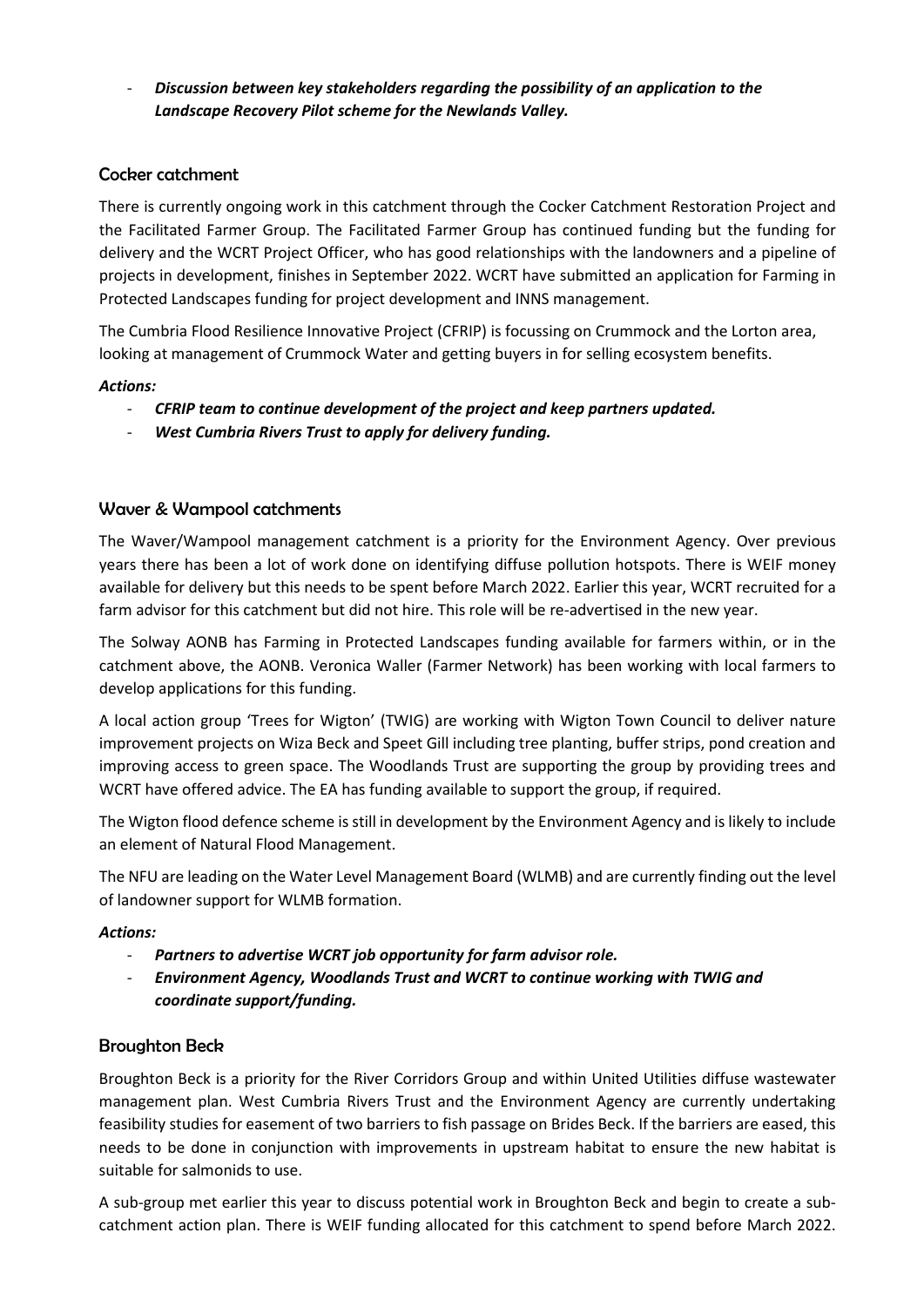- ***Discussion between key stakeholders regarding the possibility of an application to the Landscape Recovery Pilot scheme for the Newlands Valley.***

## Cocker catchment

There is currently ongoing work in this catchment through the Cocker Catchment Restoration Project and the Facilitated Farmer Group. The Facilitated Farmer Group has continued funding but the funding for delivery and the WCRT Project Officer, who has good relationships with the landowners and a pipeline of projects in development, finishes in September 2022. WCRT have submitted an application for Farming in Protected Landscapes funding for project development and INNS management.

The Cumbria Flood Resilience Innovative Project (CFRIP) is focussing on Crummock and the Lorton area, looking at management of Crummock Water and getting buyers in for selling ecosystem benefits.

***Actions:***

- ***CFRIP team to continue development of the project and keep partners updated.***
- ***West Cumbria Rivers Trust to apply for delivery funding.***

## Waver & Wampool catchments

The Waver/Wampool management catchment is a priority for the Environment Agency. Over previous years there has been a lot of work done on identifying diffuse pollution hotspots. There is WEIF money available for delivery but this needs to be spent before March 2022. Earlier this year, WCRT recruited for a farm advisor for this catchment but did not hire. This role will be re-advertised in the new year.

The Solway AONB has Farming in Protected Landscapes funding available for farmers within, or in the catchment above, the AONB. Veronica Waller (Farmer Network) has been working with local farmers to develop applications for this funding.

A local action group 'Trees for Wigton' (TWIG) are working with Wigton Town Council to deliver nature improvement projects on Wiza Beck and Speet Gill including tree planting, buffer strips, pond creation and improving access to green space. The Woodlands Trust are supporting the group by providing trees and WCRT have offered advice. The EA has funding available to support the group, if required.

The Wigton flood defence scheme is still in development by the Environment Agency and is likely to include an element of Natural Flood Management.

The NFU are leading on the Water Level Management Board (WLMB) and are currently finding out the level of landowner support for WLMB formation.

***Actions:***

- ***Partners to advertise WCRT job opportunity for farm advisor role.***
- ***Environment Agency, Woodlands Trust and WCRT to continue working with TWIG and coordinate support/funding.***

## Broughton Beck

Broughton Beck is a priority for the River Corridors Group and within United Utilities diffuse wastewater management plan. West Cumbria Rivers Trust and the Environment Agency are currently undertaking feasibility studies for easement of two barriers to fish passage on Brides Beck. If the barriers are eased, this needs to be done in conjunction with improvements in upstream habitat to ensure the new habitat is suitable for salmonids to use.

A sub-group met earlier this year to discuss potential work in Broughton Beck and begin to create a sub-catchment action plan. There is WEIF funding allocated for this catchment to spend before March 2022.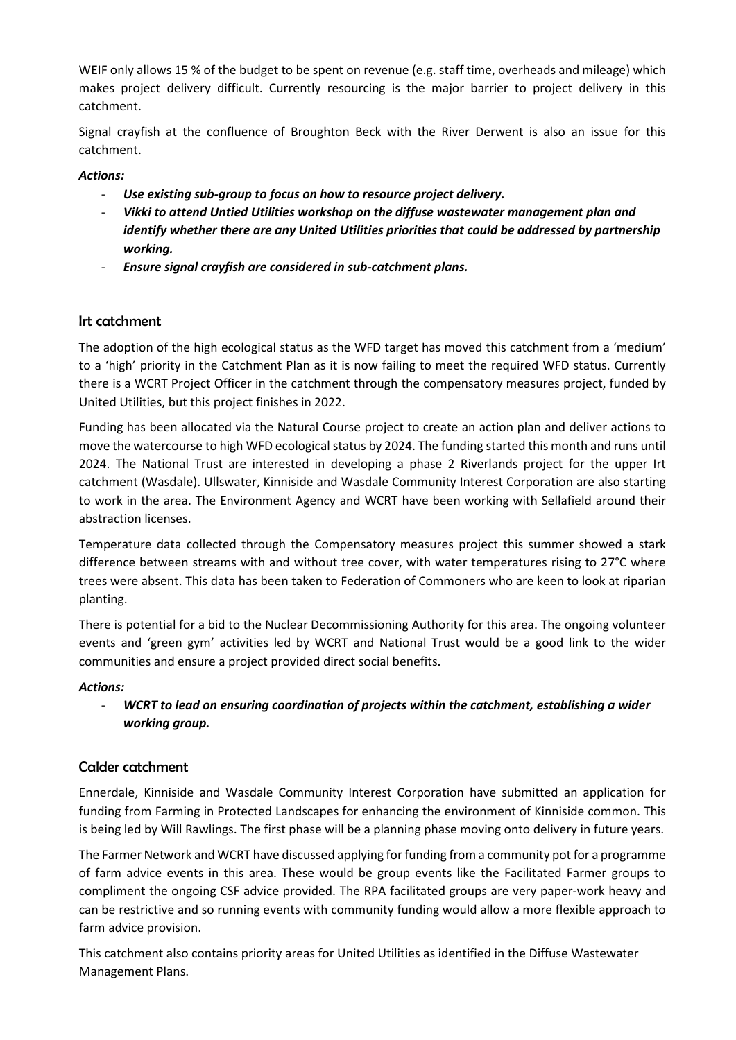WEIF only allows 15 % of the budget to be spent on revenue (e.g. staff time, overheads and mileage) which makes project delivery difficult. Currently resourcing is the major barrier to project delivery in this catchment.

Signal crayfish at the confluence of Broughton Beck with the River Derwent is also an issue for this catchment.

***Actions:***

- ***Use existing sub-group to focus on how to resource project delivery.***
- ***Vikki to attend Untied Utilities workshop on the diffuse wastewater management plan and identify whether there are any United Utilities priorities that could be addressed by partnership working.***
- ***Ensure signal crayfish are considered in sub-catchment plans.***

### Irt catchment

The adoption of the high ecological status as the WFD target has moved this catchment from a 'medium' to a 'high' priority in the Catchment Plan as it is now failing to meet the required WFD status. Currently there is a WCRT Project Officer in the catchment through the compensatory measures project, funded by United Utilities, but this project finishes in 2022.

Funding has been allocated via the Natural Course project to create an action plan and deliver actions to move the watercourse to high WFD ecological status by 2024. The funding started this month and runs until 2024. The National Trust are interested in developing a phase 2 Riverlands project for the upper Irt catchment (Wasdale). Ullswater, Kinniside and Wasdale Community Interest Corporation are also starting to work in the area. The Environment Agency and WCRT have been working with Sellafield around their abstraction licenses.

Temperature data collected through the Compensatory measures project this summer showed a stark difference between streams with and without tree cover, with water temperatures rising to 27°C where trees were absent. This data has been taken to Federation of Commoners who are keen to look at riparian planting.

There is potential for a bid to the Nuclear Decommissioning Authority for this area. The ongoing volunteer events and 'green gym' activities led by WCRT and National Trust would be a good link to the wider communities and ensure a project provided direct social benefits.

***Actions:***

- ***WCRT to lead on ensuring coordination of projects within the catchment, establishing a wider working group.***

### Calder catchment

Ennerdale, Kinniside and Wasdale Community Interest Corporation have submitted an application for funding from Farming in Protected Landscapes for enhancing the environment of Kinniside common. This is being led by Will Rawlings. The first phase will be a planning phase moving onto delivery in future years.

The Farmer Network and WCRT have discussed applying for funding from a community pot for a programme of farm advice events in this area. These would be group events like the Facilitated Farmer groups to compliment the ongoing CSF advice provided. The RPA facilitated groups are very paper-work heavy and can be restrictive and so running events with community funding would allow a more flexible approach to farm advice provision.

This catchment also contains priority areas for United Utilities as identified in the Diffuse Wastewater Management Plans.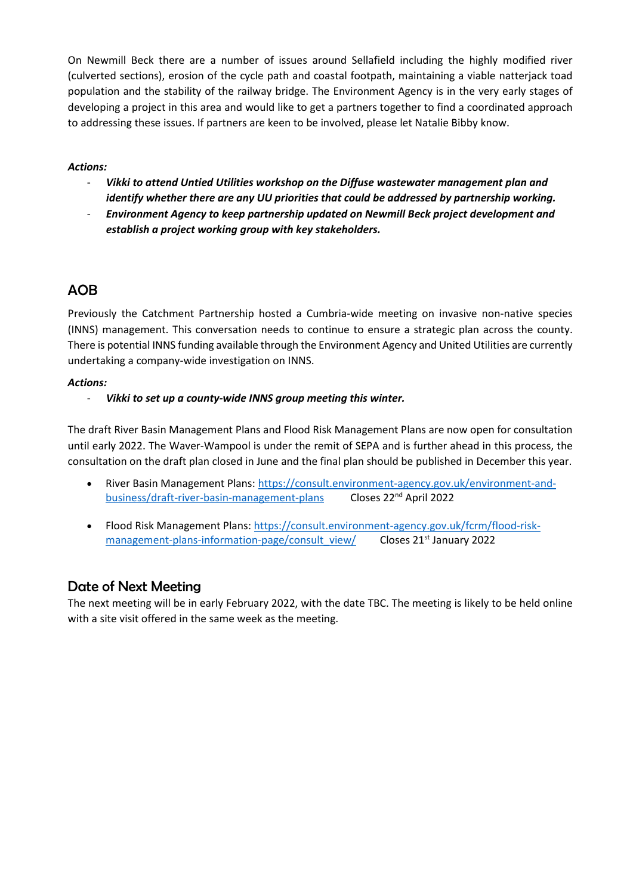On Newmill Beck there are a number of issues around Sellafield including the highly modified river (culverted sections), erosion of the cycle path and coastal footpath, maintaining a viable natterjack toad population and the stability of the railway bridge. The Environment Agency is in the very early stages of developing a project in this area and would like to get a partners together to find a coordinated approach to addressing these issues. If partners are keen to be involved, please let Natalie Bibby know.

***Actions:***

- ***Vikki to attend Untied Utilities workshop on the Diffuse wastewater management plan and identify whether there are any UU priorities that could be addressed by partnership working.***
- ***Environment Agency to keep partnership updated on Newmill Beck project development and establish a project working group with key stakeholders.***

## AOB

Previously the Catchment Partnership hosted a Cumbria-wide meeting on invasive non-native species (INNS) management. This conversation needs to continue to ensure a strategic plan across the county. There is potential INNS funding available through the Environment Agency and United Utilities are currently undertaking a company-wide investigation on INNS.

***Actions:***

- ***Vikki to set up a county-wide INNS group meeting this winter.***

The draft River Basin Management Plans and Flood Risk Management Plans are now open for consultation until early 2022. The Waver-Wampool is under the remit of SEPA and is further ahead in this process, the consultation on the draft plan closed in June and the final plan should be published in December this year.

- River Basin Management Plans: https://consult.environment-agency.gov.uk/environment-and-business/draft-river-basin-management-plans Closes 22nd April 2022
- Flood Risk Management Plans: https://consult.environment-agency.gov.uk/fcrm/flood-risk-management-plans-information-page/consult_view/ Closes 21st January 2022

## Date of Next Meeting

The next meeting will be in early February 2022, with the date TBC. The meeting is likely to be held online with a site visit offered in the same week as the meeting.